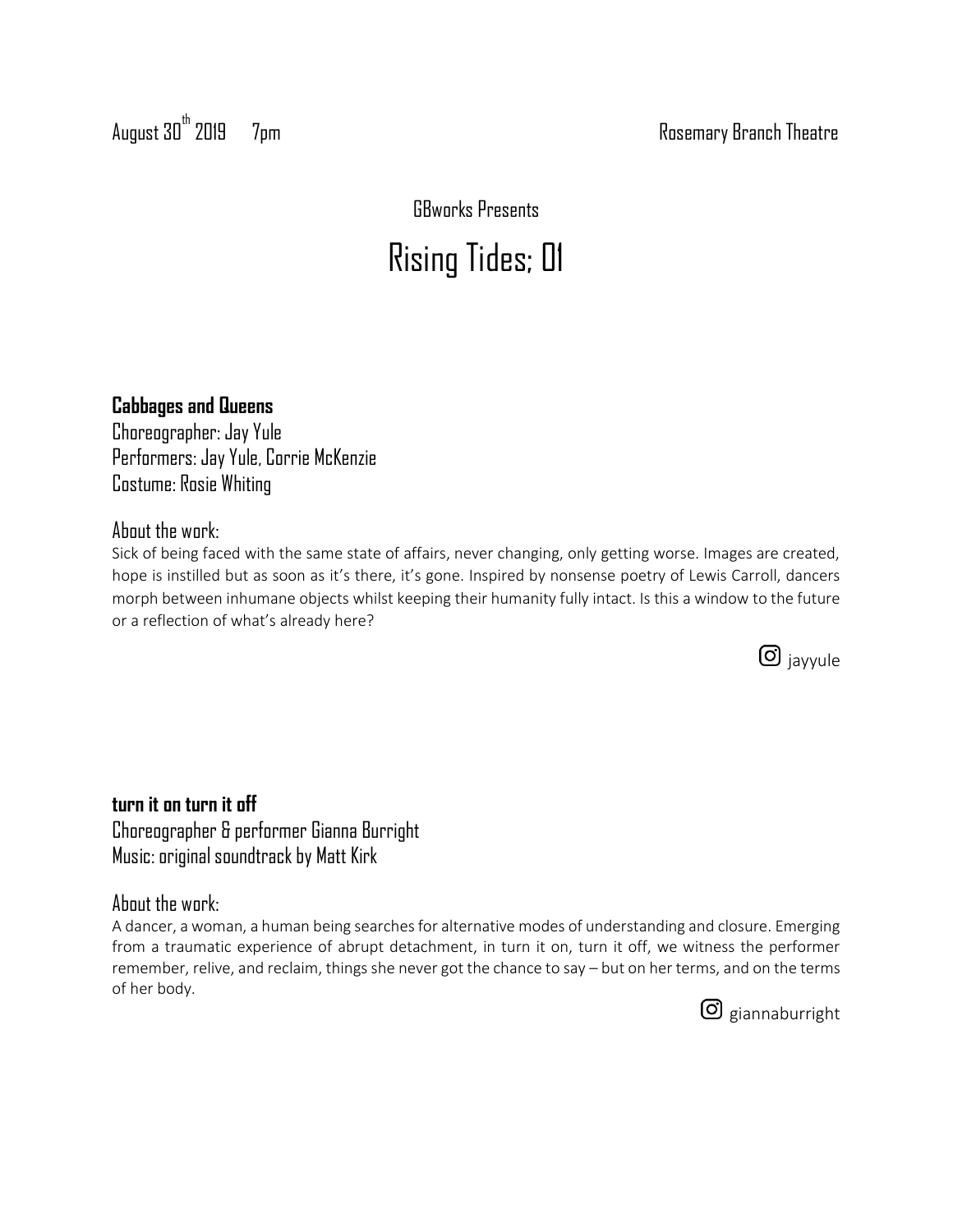August 30th 2019 7pm

Rosemary Branch Theatre

GBworks Presents

# Rising Tides; 01

**Cabbages and Queens**

Choreographer: Jay Yule
Performers: Jay Yule, Corrie McKenzie
Costume: Rosie Whiting

About the work:

Sick of being faced with the same state of affairs, never changing, only getting worse. Images are created, hope is instilled but as soon as it's there, it's gone. Inspired by nonsense poetry of Lewis Carroll, dancers morph between inhumane objects whilst keeping their humanity fully intact. Is this a window to the future or a reflection of what's already here?

jayyule

**turn it on turn it off**

Choreographer & performer Gianna Burright
Music: original soundtrack by Matt Kirk

About the work:

A dancer, a woman, a human being searches for alternative modes of understanding and closure. Emerging from a traumatic experience of abrupt detachment, in turn it on, turn it off, we witness the performer remember, relive, and reclaim, things she never got the chance to say – but on her terms, and on the terms of her body.

giannaburright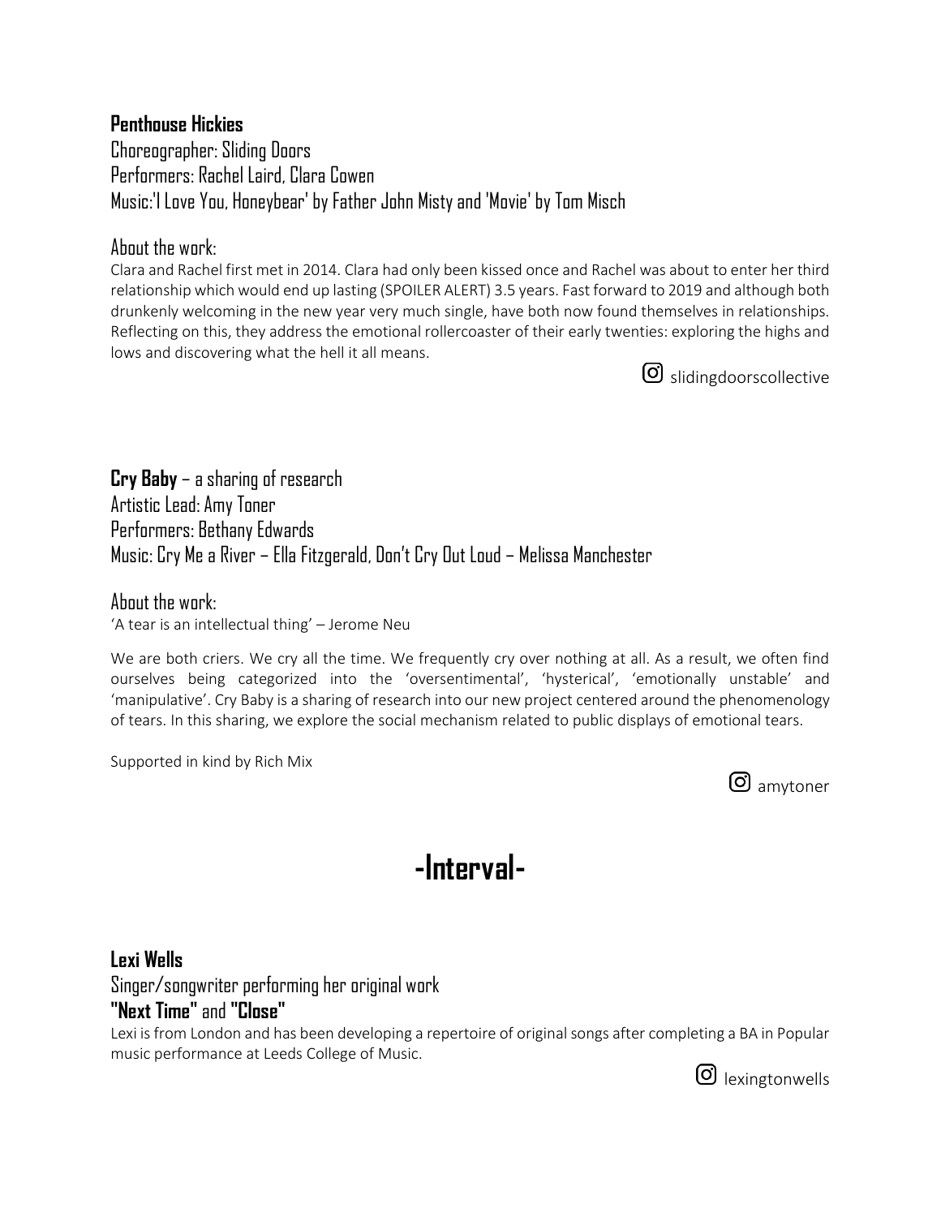**Penthouse Hickies**
Choreographer: Sliding Doors
Performers: Rachel Laird, Clara Cowen
Music:'I Love You, Honeybear' by Father John Misty and 'Movie' by Tom Misch

About the work:

Clara and Rachel first met in 2014. Clara had only been kissed once and Rachel was about to enter her third relationship which would end up lasting (SPOILER ALERT) 3.5 years. Fast forward to 2019 and although both drunkenly welcoming in the new year very much single, have both now found themselves in relationships. Reflecting on this, they address the emotional rollercoaster of their early twenties: exploring the highs and lows and discovering what the hell it all means.

slidingdoorscollective

**Cry Baby** – a sharing of research
Artistic Lead: Amy Toner
Performers: Bethany Edwards
Music: Cry Me a River – Ella Fitzgerald, Don't Cry Out Loud – Melissa Manchester

About the work:

'A tear is an intellectual thing' – Jerome Neu

We are both criers. We cry all the time. We frequently cry over nothing at all. As a result, we often find ourselves being categorized into the 'oversentimental', 'hysterical', 'emotionally unstable' and 'manipulative'. Cry Baby is a sharing of research into our new project centered around the phenomenology of tears. In this sharing, we explore the social mechanism related to public displays of emotional tears.

Supported in kind by Rich Mix

amytoner

# -Interval-

**Lexi Wells**
Singer/songwriter performing her original work
**"Next Time"** and **"Close"**

Lexi is from London and has been developing a repertoire of original songs after completing a BA in Popular music performance at Leeds College of Music.

lexingtonwells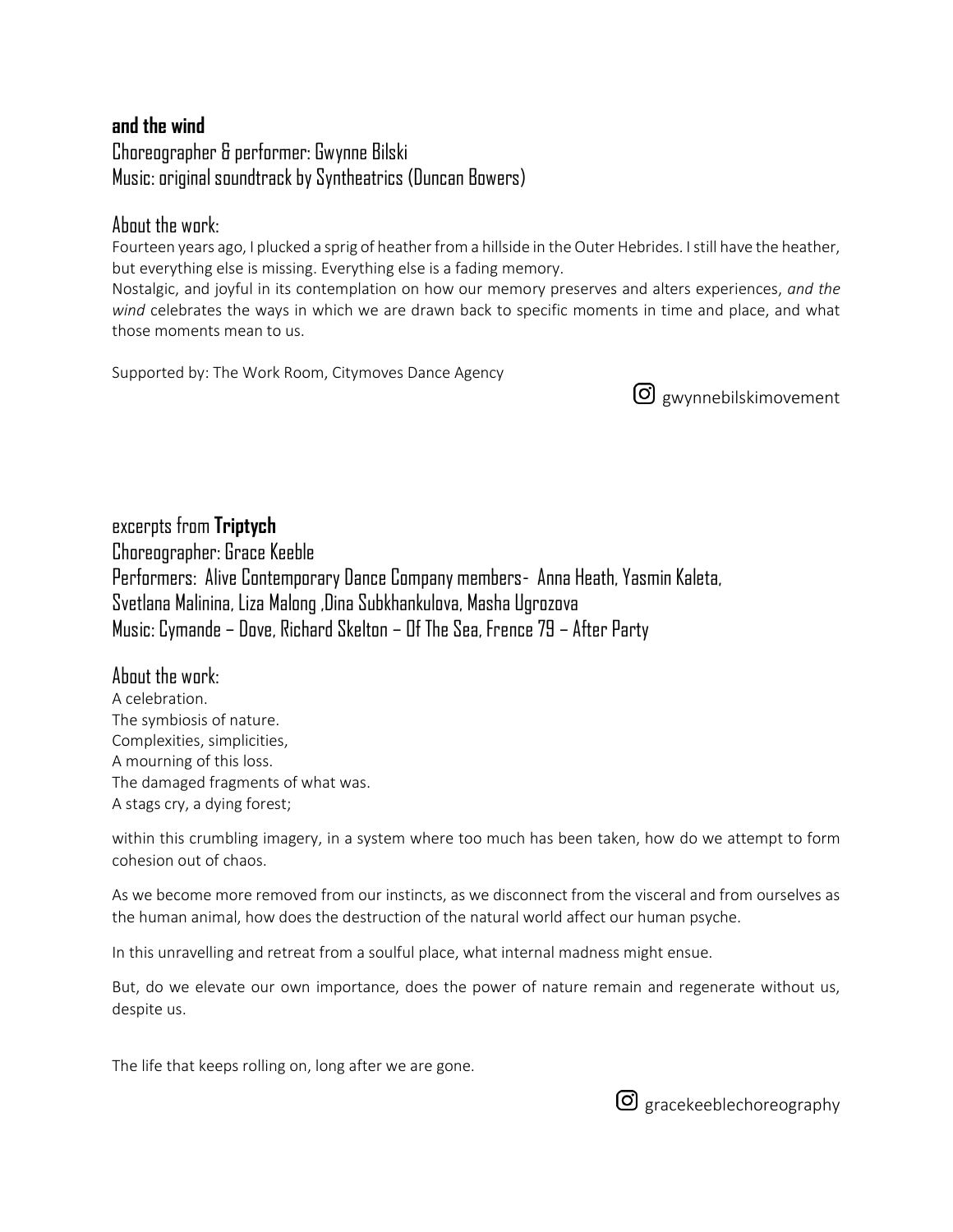## **and the wind**

Choreographer & performer: Gwynne Bilski
Music: original soundtrack by Syntheatrics (Duncan Bowers)

### About the work:

Fourteen years ago, I plucked a sprig of heather from a hillside in the Outer Hebrides. I still have the heather, but everything else is missing. Everything else is a fading memory.
Nostalgic, and joyful in its contemplation on how our memory preserves and alters experiences, *and the wind* celebrates the ways in which we are drawn back to specific moments in time and place, and what those moments mean to us.

Supported by: The Work Room, Citymoves Dance Agency

Instagram: gwynnebilskimovement

## excerpts from **Triptych**

Choreographer: Grace Keeble
Performers: Alive Contemporary Dance Company members- Anna Heath, Yasmin Kaleta, Svetlana Malinina, Liza Malong ,Dina Subkhankulova, Masha Ugrozova
Music: Cymande – Dove, Richard Skelton – Of The Sea, Frence 79 – After Party

### About the work:

A celebration.
The symbiosis of nature.
Complexities, simplicities,
A mourning of this loss.
The damaged fragments of what was.
A stags cry, a dying forest;

within this crumbling imagery, in a system where too much has been taken, how do we attempt to form cohesion out of chaos.

As we become more removed from our instincts, as we disconnect from the visceral and from ourselves as the human animal, how does the destruction of the natural world affect our human psyche.

In this unravelling and retreat from a soulful place, what internal madness might ensue.

But, do we elevate our own importance, does the power of nature remain and regenerate without us, despite us.

The life that keeps rolling on, long after we are gone.

Instagram: gracekeeblechoreography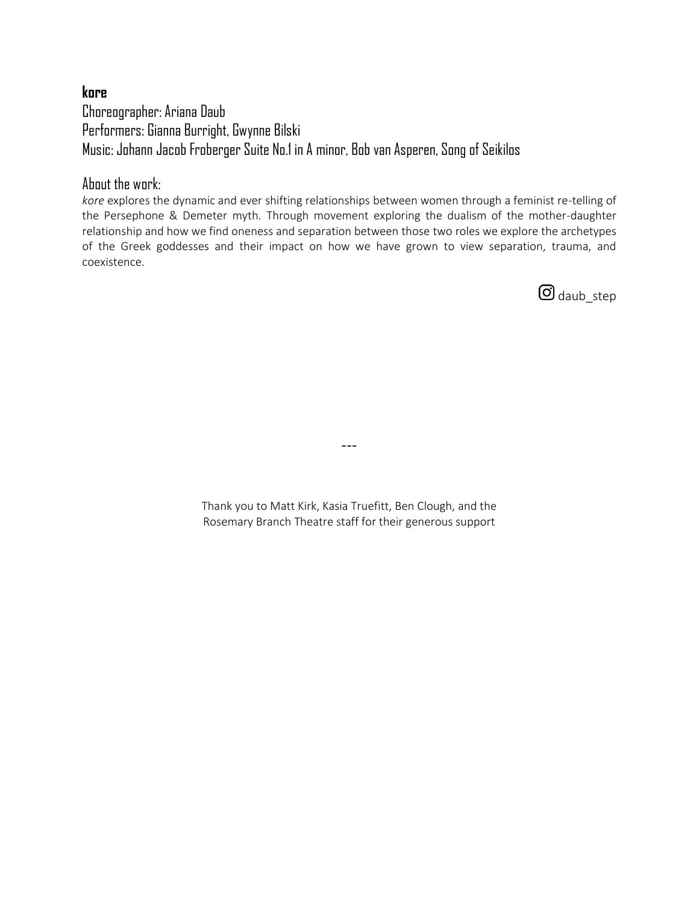**kore**

Choreographer: Ariana Daub
Performers: Gianna Burright, Gwynne Bilski
Music: Johann Jacob Froberger Suite No.1 in A minor, Bob van Asperen, Song of Seikilos

About the work:

*kore* explores the dynamic and ever shifting relationships between women through a feminist re-telling of the Persephone & Demeter myth. Through movement exploring the dualism of the mother-daughter relationship and how we find oneness and separation between those two roles we explore the archetypes of the Greek goddesses and their impact on how we have grown to view separation, trauma, and coexistence.

Instagram: daub_step

---

Thank you to Matt Kirk, Kasia Truefitt, Ben Clough, and the Rosemary Branch Theatre staff for their generous support